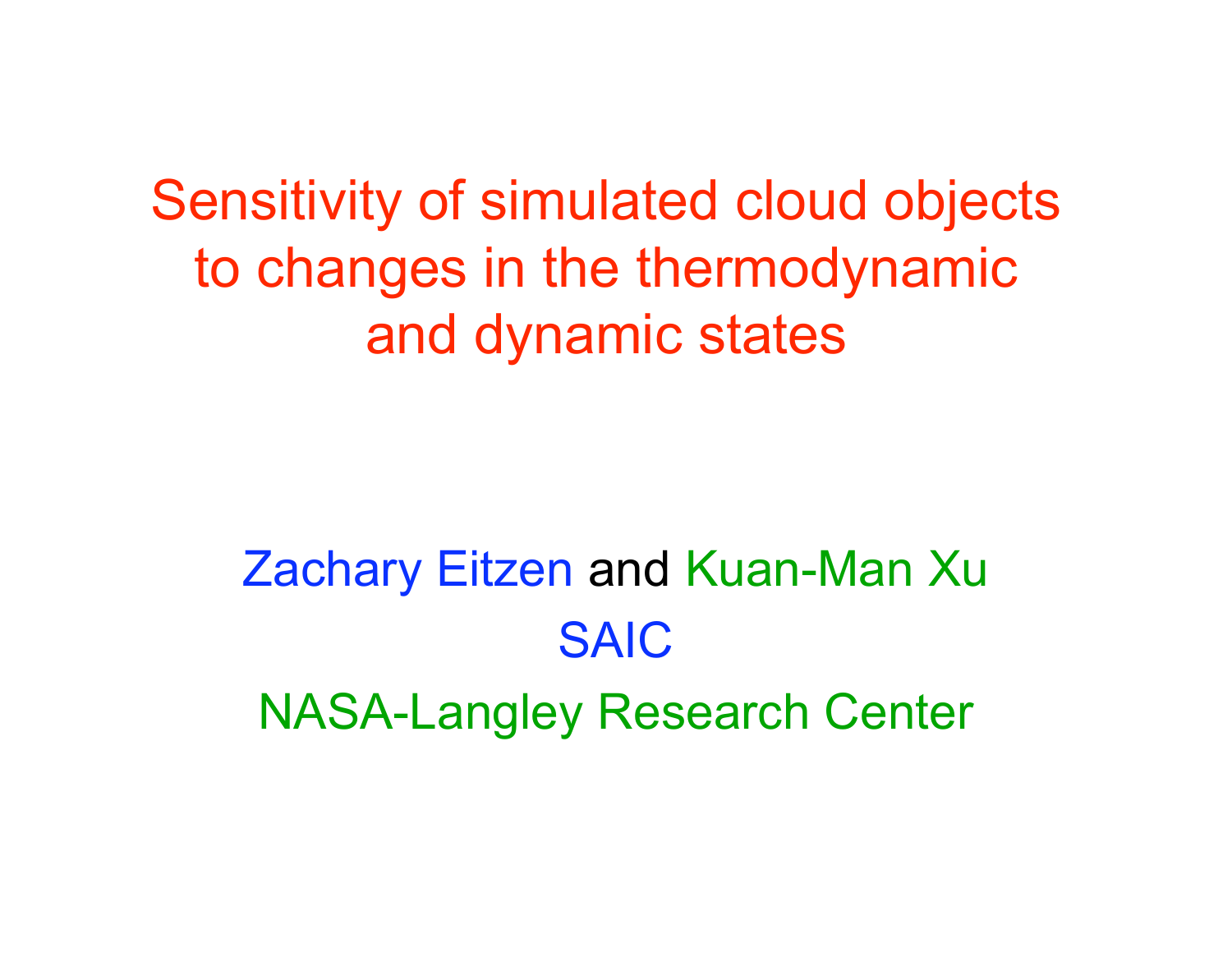# Sensitivity of simulated cloud objects to changes in the thermodynamic and dynamic states

Zachary Eitzen and Kuan-Man Xu

SAIC

NASA-Langley Research Center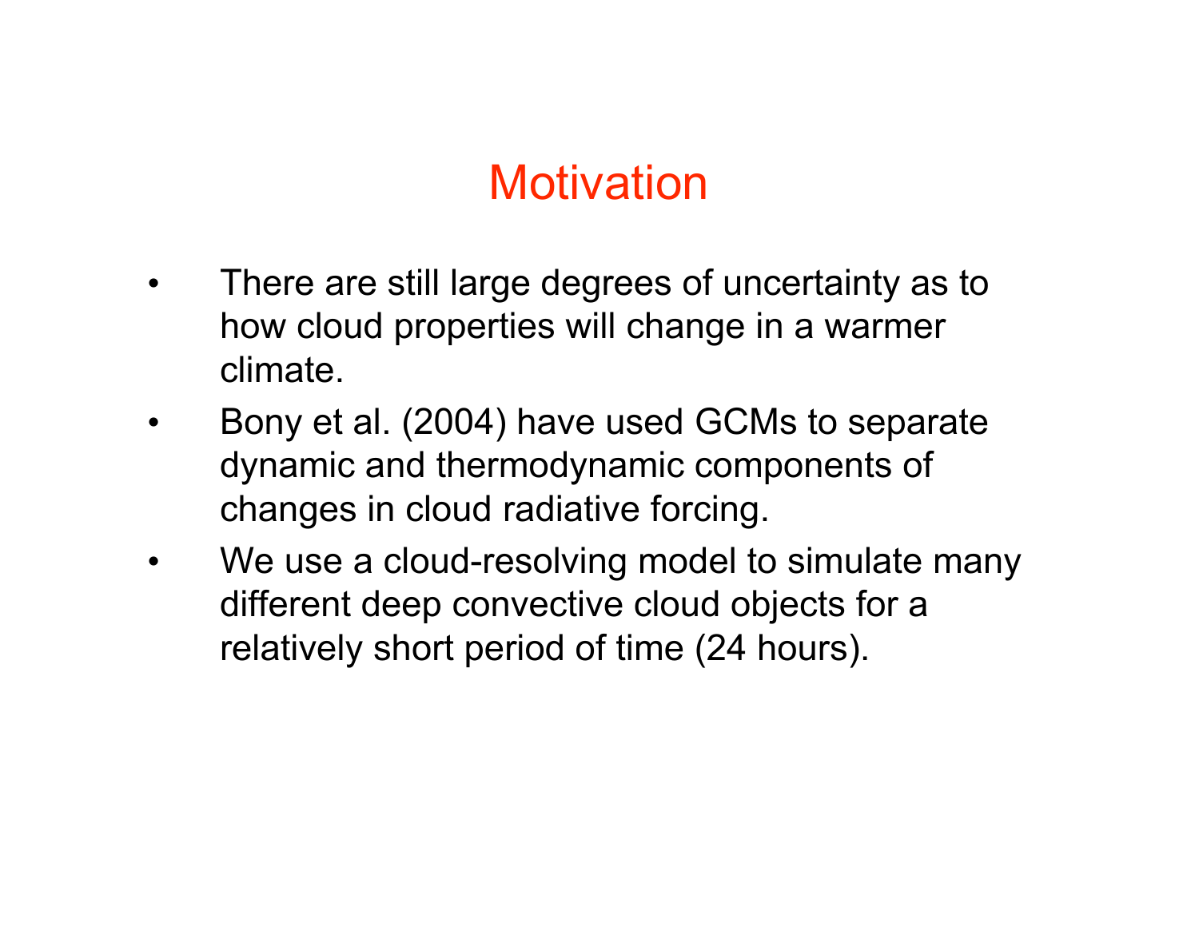# Motivation

- There are still large degrees of uncertainty as to how cloud properties will change in a warmer climate.
- Bony et al. (2004) have used GCMs to separate dynamic and thermodynamic components of changes in cloud radiative forcing.
- We use a cloud-resolving model to simulate many different deep convective cloud objects for a relatively short period of time (24 hours).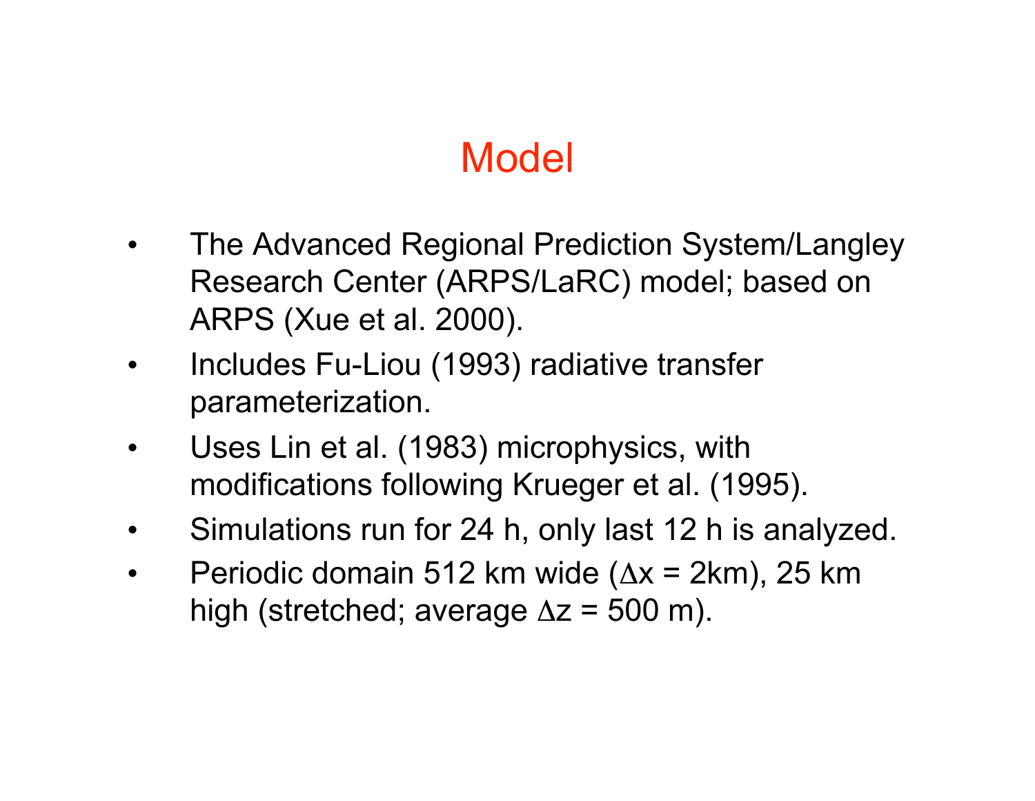# Model

- The Advanced Regional Prediction System/Langley Research Center (ARPS/LaRC) model; based on ARPS (Xue et al. 2000).
- Includes Fu-Liou (1993) radiative transfer parameterization.
- Uses Lin et al. (1983) microphysics, with modifications following Krueger et al. (1995).
- Simulations run for 24 h, only last 12 h is analyzed.
- Periodic domain 512 km wide ($\Delta x$ = 2km), 25 km high (stretched; average $\Delta z$ = 500 m).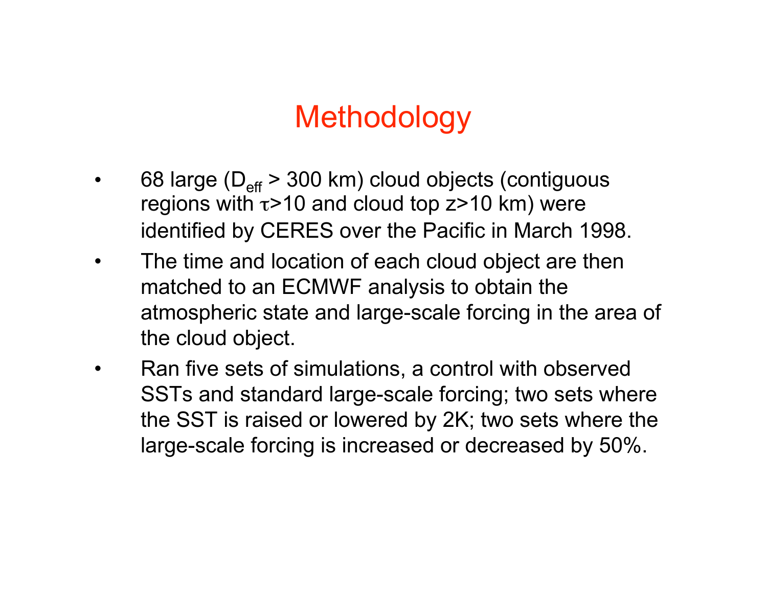# Methodology

- 68 large ($D_{eff}$ > 300 km) cloud objects (contiguous regions with $\tau$>10 and cloud top z>10 km) were identified by CERES over the Pacific in March 1998.
- The time and location of each cloud object are then matched to an ECMWF analysis to obtain the atmospheric state and large-scale forcing in the area of the cloud object.
- Ran five sets of simulations, a control with observed SSTs and standard large-scale forcing; two sets where the SST is raised or lowered by 2K; two sets where the large-scale forcing is increased or decreased by 50%.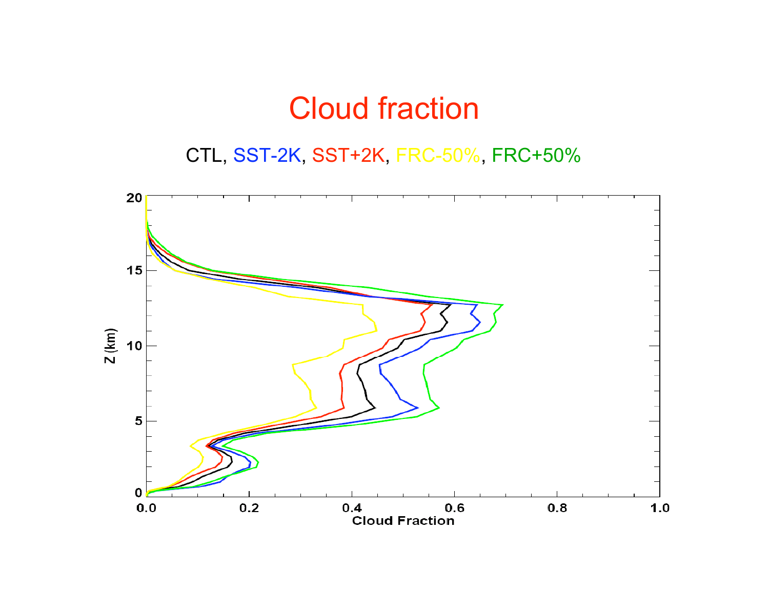# Cloud fraction

CTL, SST-2K, SST+2K, FRC-50%, FRC+50%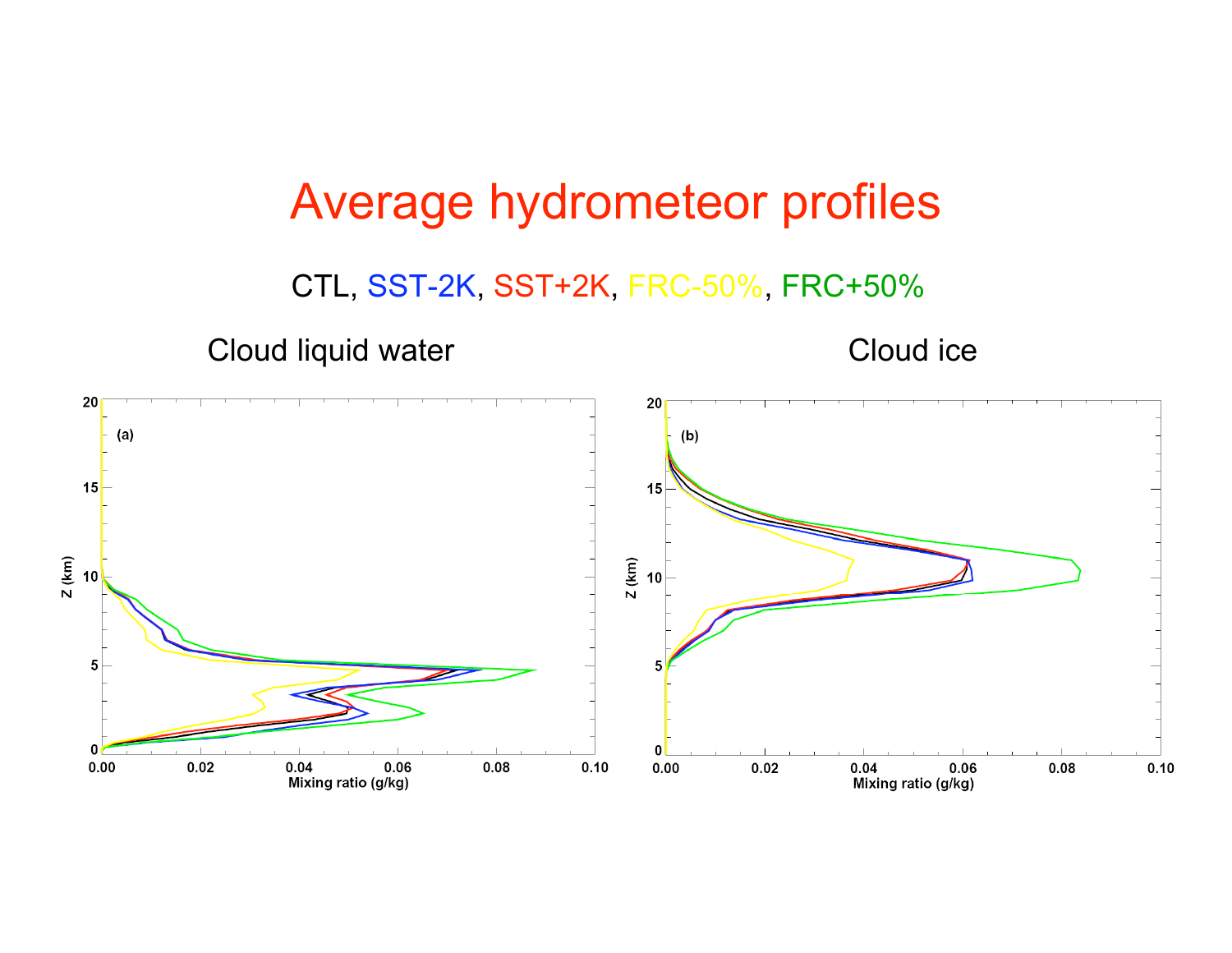# Average hydrometeor profiles

CTL, SST-2K, SST+2K, FRC-50%, FRC+50%

## Cloud liquid water

## Cloud ice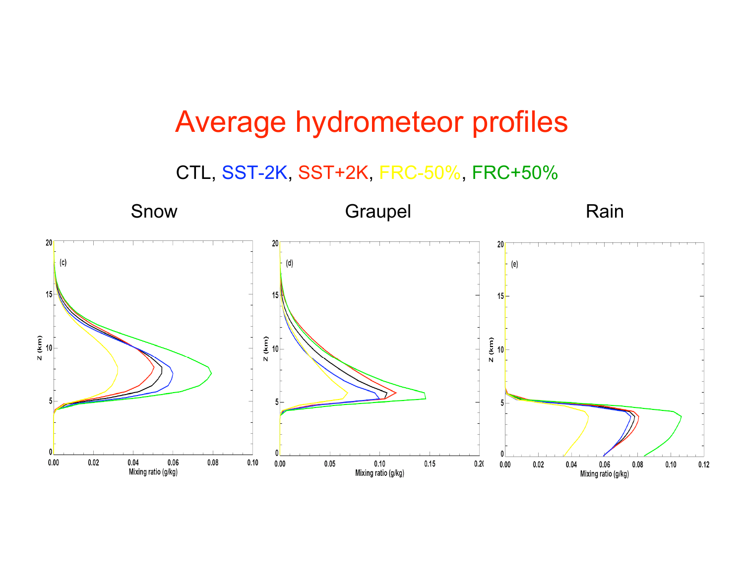# Average hydrometeor profiles

CTL, SST-2K, SST+2K, FRC-50%, FRC+50%

### Snow

### Graupel

### Rain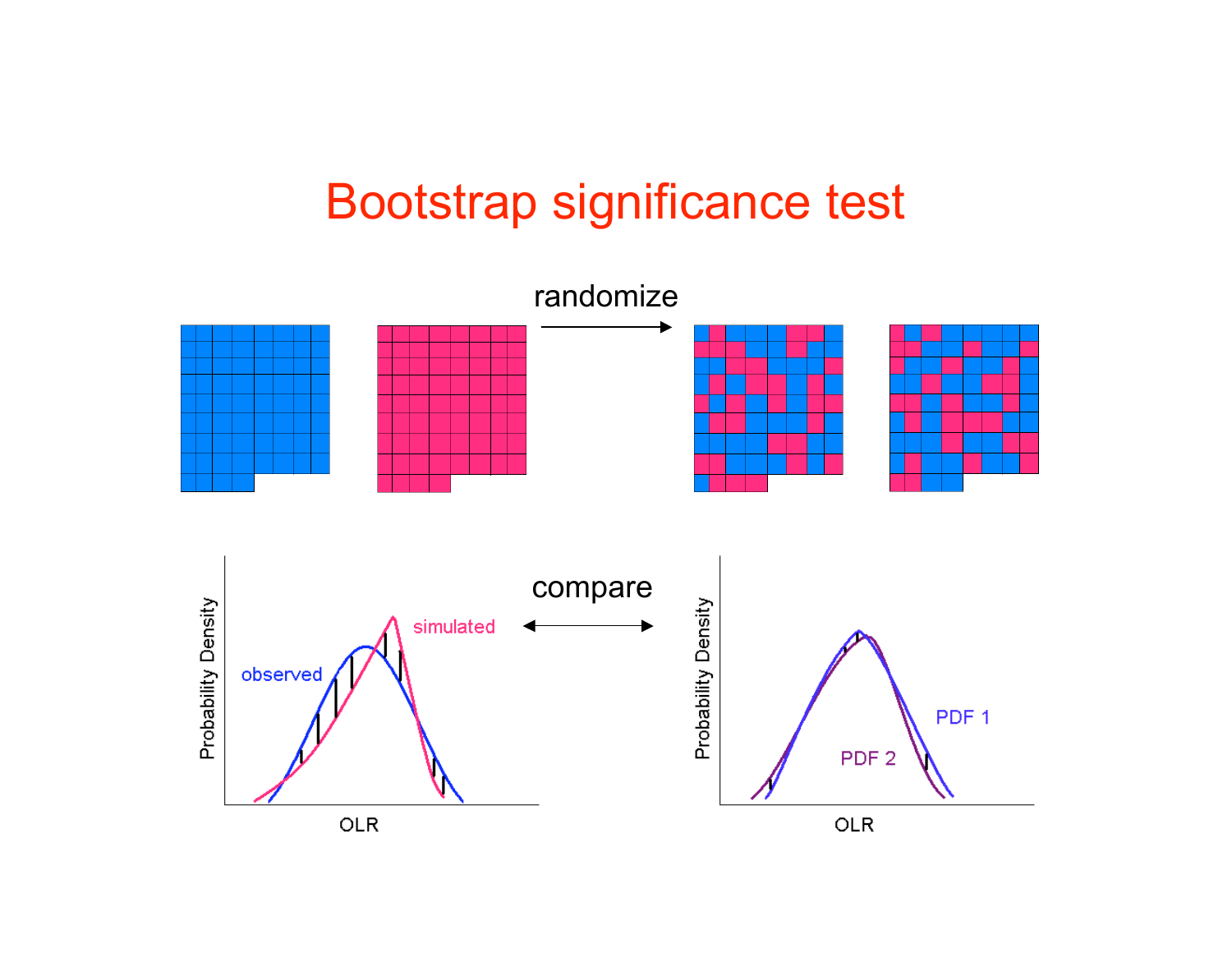# Bootstrap significance test

randomize

compare

observed

simulated

Probability Density

OLR

PDF 1

PDF 2

Probability Density

OLR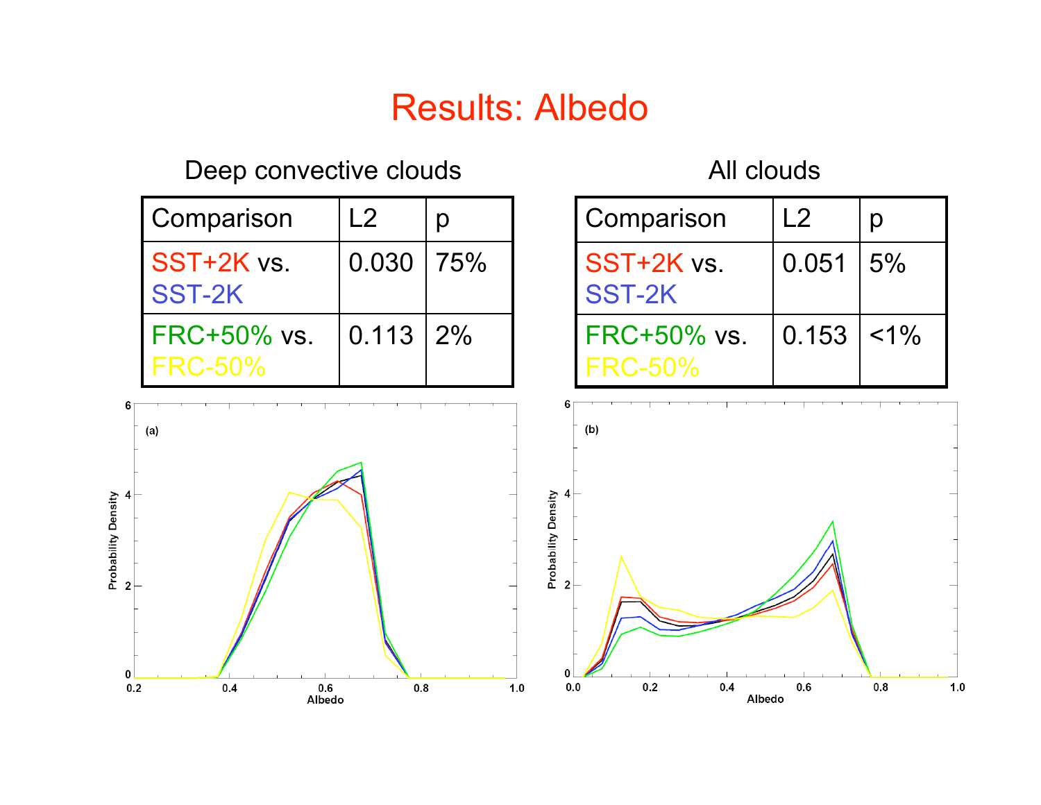# Results: Albedo

### Deep convective clouds

| Comparison | L2 | p |
|---|---|---|
| SST+2K vs. SST-2K | 0.030 | 75% |
| FRC+50% vs. FRC-50% | 0.113 | 2% |

### All clouds

| Comparison | L2 | p |
|---|---|---|
| SST+2K vs. SST-2K | 0.051 | 5% |
| FRC+50% vs. FRC-50% | 0.153 | <1% |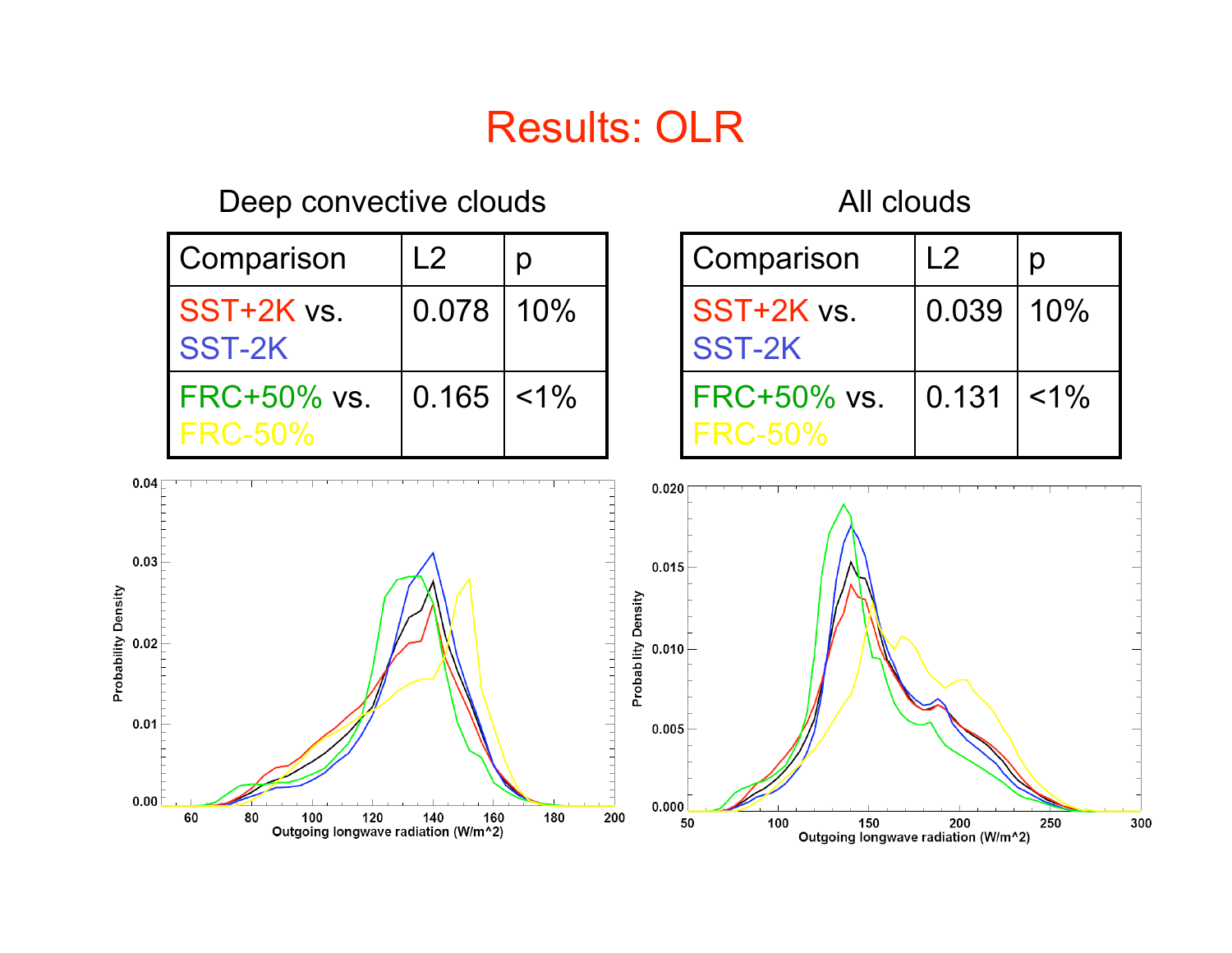# Results: OLR

## Deep convective clouds

| Comparison | L2 | p |
|---|---|---|
| SST+2K vs. SST-2K | 0.078 | 10% |
| FRC+50% vs. FRC-50% | 0.165 | <1% |

## All clouds

| Comparison | L2 | p |
|---|---|---|
| SST+2K vs. SST-2K | 0.039 | 10% |
| FRC+50% vs. FRC-50% | 0.131 | <1% |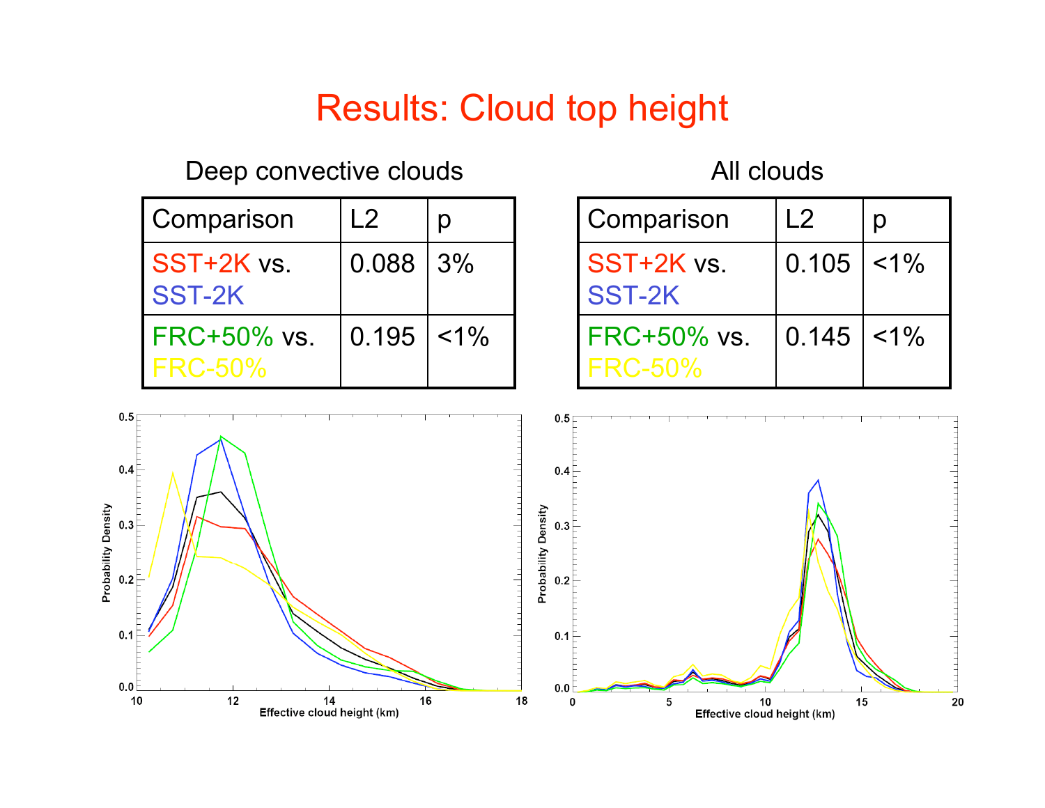# Results: Cloud top height

### Deep convective clouds

| Comparison | L2 | p |
|---|---|---|
| SST+2K vs. SST-2K | 0.088 | 3% |
| FRC+50% vs. FRC-50% | 0.195 | <1% |

### All clouds

| Comparison | L2 | p |
|---|---|---|
| SST+2K vs. SST-2K | 0.105 | <1% |
| FRC+50% vs. FRC-50% | 0.145 | <1% |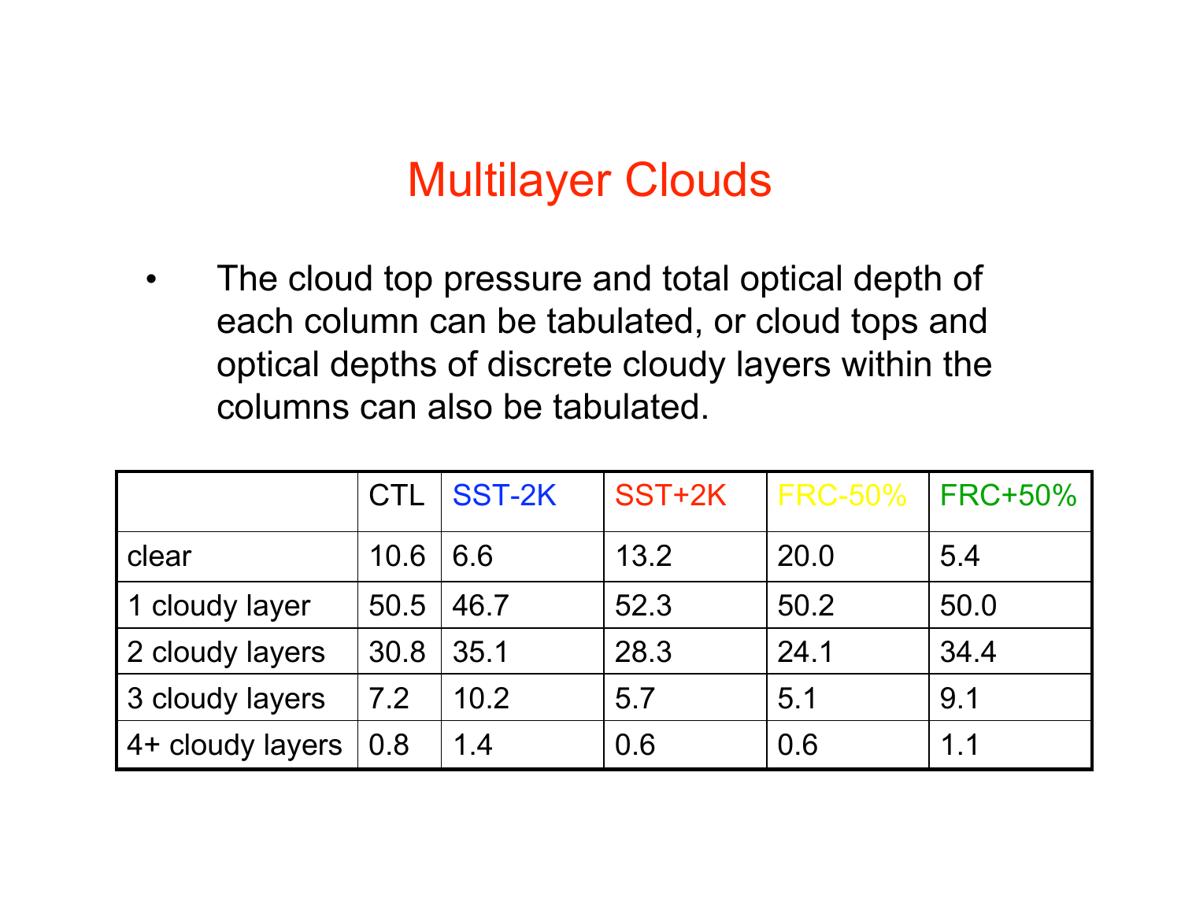# Multilayer Clouds

- The cloud top pressure and total optical depth of each column can be tabulated, or cloud tops and optical depths of discrete cloudy layers within the columns can also be tabulated.

| | CTL | SST-2K | SST+2K | FRC-50% | FRC+50% |
|---|---|---|---|---|---|
| clear | 10.6 | 6.6 | 13.2 | 20.0 | 5.4 |
| 1 cloudy layer | 50.5 | 46.7 | 52.3 | 50.2 | 50.0 |
| 2 cloudy layers | 30.8 | 35.1 | 28.3 | 24.1 | 34.4 |
| 3 cloudy layers | 7.2 | 10.2 | 5.7 | 5.1 | 9.1 |
| 4+ cloudy layers | 0.8 | 1.4 | 0.6 | 0.6 | 1.1 |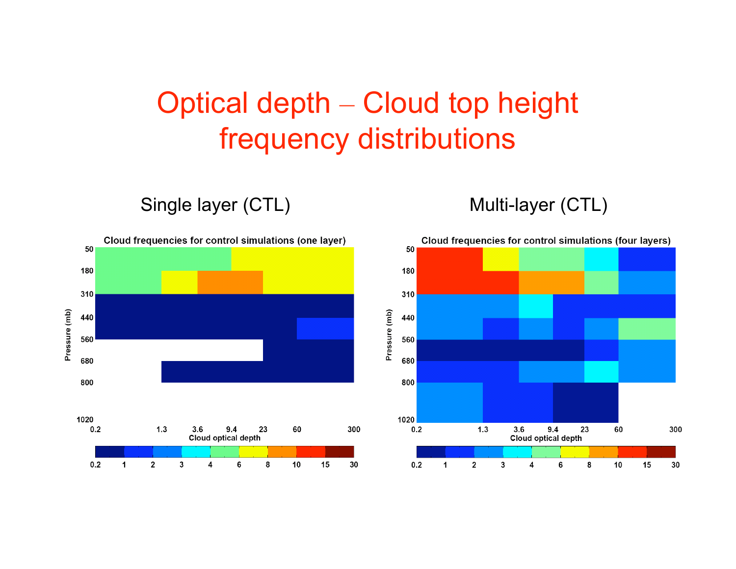# Optical depth – Cloud top height frequency distributions

## Single layer (CTL)

## Multi-layer (CTL)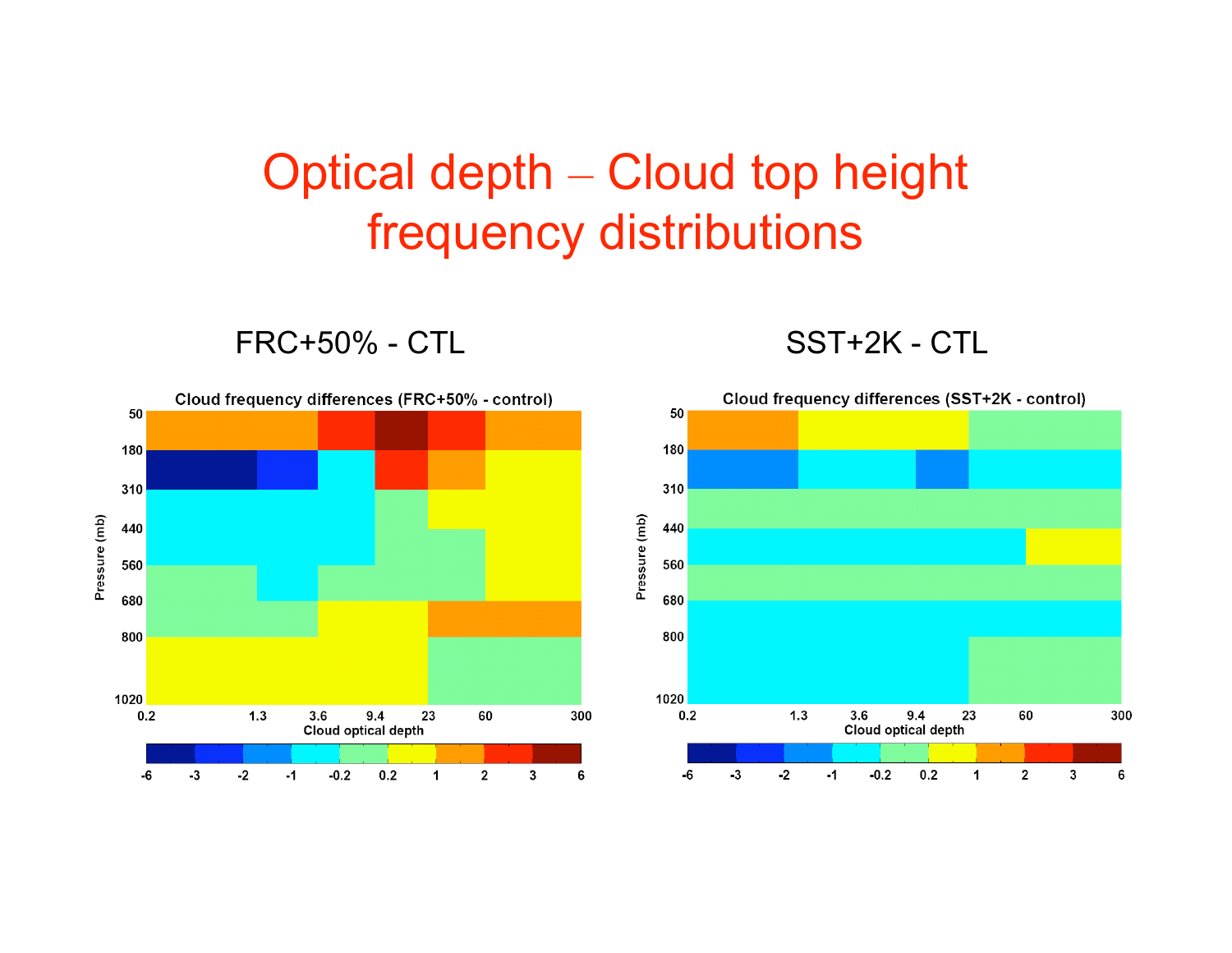# Optical depth – Cloud top height frequency distributions

## FRC+50% - CTL

## SST+2K - CTL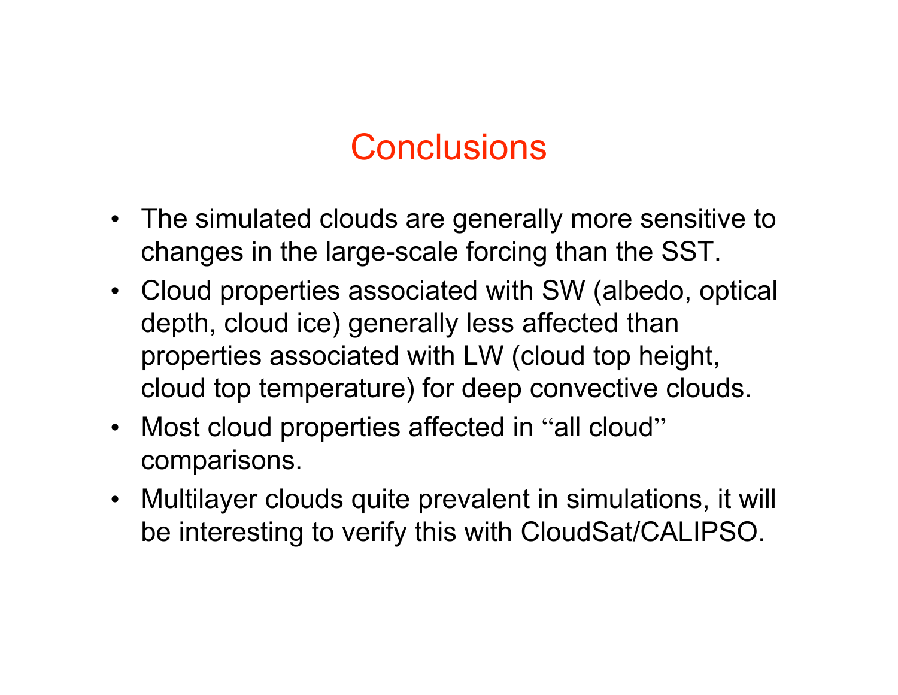# Conclusions

- The simulated clouds are generally more sensitive to changes in the large-scale forcing than the SST.
- Cloud properties associated with SW (albedo, optical depth, cloud ice) generally less affected than properties associated with LW (cloud top height, cloud top temperature) for deep convective clouds.
- Most cloud properties affected in "all cloud" comparisons.
- Multilayer clouds quite prevalent in simulations, it will be interesting to verify this with CloudSat/CALIPSO.